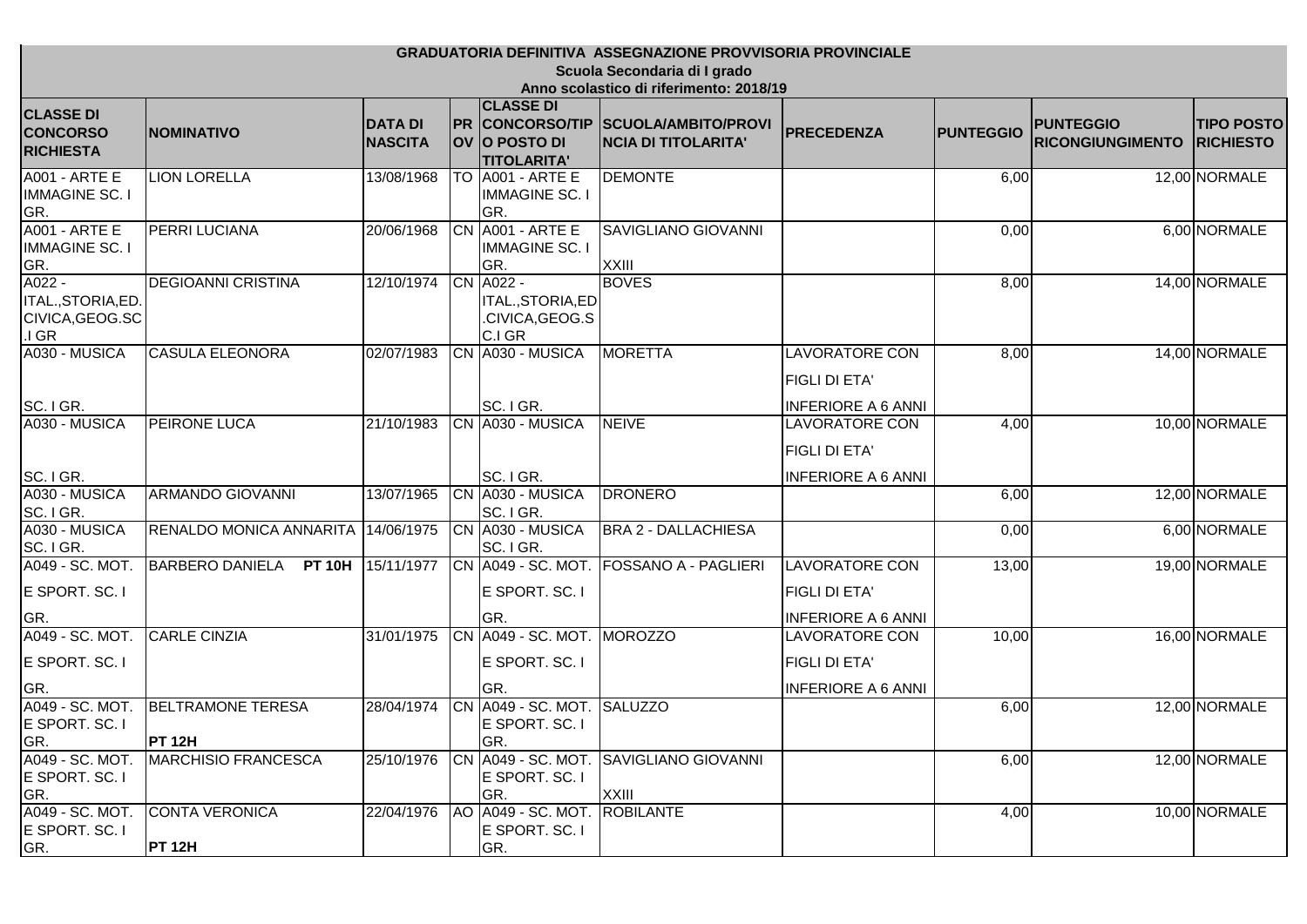**GRADUATORIA DEFINITIVA ASSEGNAZIONE PROVVISORIA PROVINCIALE**

**Scuola Secondaria di I grado**

**Anno scolastico di riferimento: 2018/19**

| CLASSE DI CONCORSO RICHIESTA | NOMINATIVO | DATA DI NASCITA | PROV | CLASSE DI CONCORSO/TIPO POSTO DI TITOLARITA' | SCUOLA/AMBITO/PROVINCIA DI TITOLARITA' | PRECEDENZA | PUNTEGGIO | PUNTEGGIO RICONGIUNGIMENTO | TIPO POSTO RICHIESTO |
|---|---|---|---|---|---|---|---|---|---|
| A001 - ARTE E IMMAGINE SC. I GR. | LION LORELLA | 13/08/1968 | TO | A001 - ARTE E IMMAGINE SC. I GR. | DEMONTE | | 6,00 | 12,00 | NORMALE |
| A001 - ARTE E IMMAGINE SC. I GR. | PERRI LUCIANA | 20/06/1968 | CN | A001 - ARTE E IMMAGINE SC. I GR. | SAVIGLIANO GIOVANNI XXIII | | 0,00 | 6,00 | NORMALE |
| A022 - ITAL.,STORIA,ED.CIVICA,GEOG.SC.I GR | DEGIOANNI CRISTINA | 12/10/1974 | CN | A022 - ITAL.,STORIA,ED.CIVICA,GEOG.SC.I GR | BOVES | | 8,00 | 14,00 | NORMALE |
| A030 - MUSICA SC. I GR. | CASULA ELEONORA | 02/07/1983 | CN | A030 - MUSICA SC. I GR. | MORETTA | LAVORATORE CON FIGLI DI ETA' INFERIORE A 6 ANNI | 8,00 | 14,00 | NORMALE |
| A030 - MUSICA SC. I GR. | PEIRONE LUCA | 21/10/1983 | CN | A030 - MUSICA SC. I GR. | NEIVE | LAVORATORE CON FIGLI DI ETA' INFERIORE A 6 ANNI | 4,00 | 10,00 | NORMALE |
| A030 - MUSICA SC. I GR. | ARMANDO GIOVANNI | 13/07/1965 | CN | A030 - MUSICA SC. I GR. | DRONERO | | 6,00 | 12,00 | NORMALE |
| A030 - MUSICA SC. I GR. | RENALDO MONICA ANNARITA | 14/06/1975 | CN | A030 - MUSICA SC. I GR. | BRA 2 - DALLACHIESA | | 0,00 | 6,00 | NORMALE |
| A049 - SC. MOT. E SPORT. SC. I GR. | BARBERO DANIELA **PT 10H** | 15/11/1977 | CN | A049 - SC. MOT. E SPORT. SC. I GR. | FOSSANO A - PAGLIERI | LAVORATORE CON FIGLI DI ETA' INFERIORE A 6 ANNI | 13,00 | 19,00 | NORMALE |
| A049 - SC. MOT. E SPORT. SC. I GR. | CARLE CINZIA | 31/01/1975 | CN | A049 - SC. MOT. E SPORT. SC. I GR. | MOROZZO | LAVORATORE CON FIGLI DI ETA' INFERIORE A 6 ANNI | 10,00 | 16,00 | NORMALE |
| A049 - SC. MOT. E SPORT. SC. I GR. | BELTRAMONE TERESA **PT 12H** | 28/04/1974 | CN | A049 - SC. MOT. E SPORT. SC. I GR. | SALUZZO | | 6,00 | 12,00 | NORMALE |
| A049 - SC. MOT. E SPORT. SC. I GR. | MARCHISIO FRANCESCA | 25/10/1976 | CN | A049 - SC. MOT. E SPORT. SC. I GR. | SAVIGLIANO GIOVANNI XXIII | | 6,00 | 12,00 | NORMALE |
| A049 - SC. MOT. E SPORT. SC. I GR. | CONTA VERONICA **PT 12H** | 22/04/1976 | AO | A049 - SC. MOT. E SPORT. SC. I GR. | ROBILANTE | | 4,00 | 10,00 | NORMALE |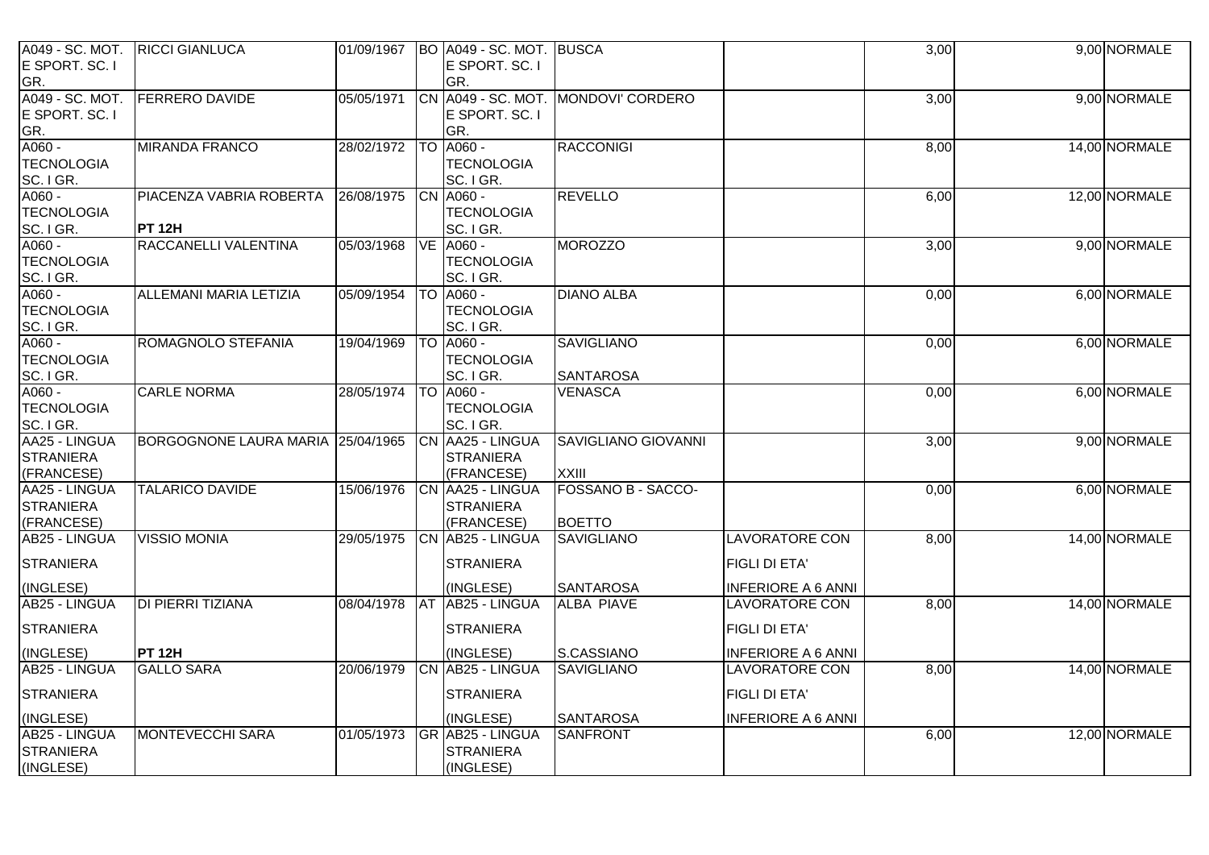| | | | | | | | | | |
|---|---|---|---|---|---|---|---|---|---|
| A049 - SC. MOT. E SPORT. SC. I GR. | RICCI GIANLUCA | 01/09/1967 | BO | A049 - SC. MOT. E SPORT. SC. I GR. | BUSCA | | 3,00 | 9,00 | NORMALE |
| A049 - SC. MOT. E SPORT. SC. I GR. | FERRERO DAVIDE | 05/05/1971 | CN | A049 - SC. MOT. E SPORT. SC. I GR. | MONDOVI' CORDERO | | 3,00 | 9,00 | NORMALE |
| A060 - TECNOLOGIA SC. I GR. | MIRANDA FRANCO | 28/02/1972 | TO | A060 - TECNOLOGIA SC. I GR. | RACCONIGI | | 8,00 | 14,00 | NORMALE |
| A060 - TECNOLOGIA SC. I GR. | PIACENZA VABRIA ROBERTA **PT 12H** | 26/08/1975 | CN | A060 - TECNOLOGIA SC. I GR. | REVELLO | | 6,00 | 12,00 | NORMALE |
| A060 - TECNOLOGIA SC. I GR. | RACCANELLI VALENTINA | 05/03/1968 | VE | A060 - TECNOLOGIA SC. I GR. | MOROZZO | | 3,00 | 9,00 | NORMALE |
| A060 - TECNOLOGIA SC. I GR. | ALLEMANI MARIA LETIZIA | 05/09/1954 | TO | A060 - TECNOLOGIA SC. I GR. | DIANO ALBA | | 0,00 | 6,00 | NORMALE |
| A060 - TECNOLOGIA SC. I GR. | ROMAGNOLO STEFANIA | 19/04/1969 | TO | A060 - TECNOLOGIA SC. I GR. | SAVIGLIANO SANTAROSA | | 0,00 | 6,00 | NORMALE |
| A060 - TECNOLOGIA SC. I GR. | CARLE NORMA | 28/05/1974 | TO | A060 - TECNOLOGIA SC. I GR. | VENASCA | | 0,00 | 6,00 | NORMALE |
| AA25 - LINGUA STRANIERA (FRANCESE) | BORGOGNONE LAURA MARIA | 25/04/1965 | CN | AA25 - LINGUA STRANIERA (FRANCESE) | SAVIGLIANO GIOVANNI XXIII | | 3,00 | 9,00 | NORMALE |
| AA25 - LINGUA STRANIERA (FRANCESE) | TALARICO DAVIDE | 15/06/1976 | CN | AA25 - LINGUA STRANIERA (FRANCESE) | FOSSANO B - SACCO-BOETTO | | 0,00 | 6,00 | NORMALE |
| AB25 - LINGUA STRANIERA (INGLESE) | VISSIO MONIA | 29/05/1975 | CN | AB25 - LINGUA STRANIERA (INGLESE) | SAVIGLIANO SANTAROSA | LAVORATORE CON FIGLI DI ETA' INFERIORE A 6 ANNI | 8,00 | 14,00 | NORMALE |
| AB25 - LINGUA STRANIERA (INGLESE) | DI PIERRI TIZIANA **PT 12H** | 08/04/1978 | AT | AB25 - LINGUA STRANIERA (INGLESE) | ALBA PIAVE S.CASSIANO | LAVORATORE CON FIGLI DI ETA' INFERIORE A 6 ANNI | 8,00 | 14,00 | NORMALE |
| AB25 - LINGUA STRANIERA (INGLESE) | GALLO SARA | 20/06/1979 | CN | AB25 - LINGUA STRANIERA (INGLESE) | SAVIGLIANO SANTAROSA | LAVORATORE CON FIGLI DI ETA' INFERIORE A 6 ANNI | 8,00 | 14,00 | NORMALE |
| AB25 - LINGUA STRANIERA (INGLESE) | MONTEVECCHI SARA | 01/05/1973 | GR | AB25 - LINGUA STRANIERA (INGLESE) | SANFRONT | | 6,00 | 12,00 | NORMALE |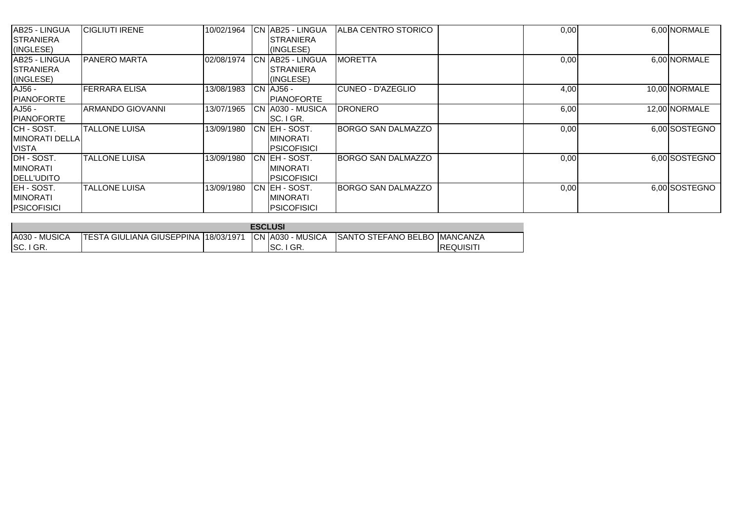| | | | | | | | | | |
|---|---|---|---|---|---|---|---|---|---|
| AB25 - LINGUA STRANIERA (INGLESE) | CIGLIUTI IRENE | 10/02/1964 | CN | AB25 - LINGUA STRANIERA (INGLESE) | ALBA CENTRO STORICO | | 0,00 | 6,00 | NORMALE |
| AB25 - LINGUA STRANIERA (INGLESE) | PANERO MARTA | 02/08/1974 | CN | AB25 - LINGUA STRANIERA (INGLESE) | MORETTA | | 0,00 | 6,00 | NORMALE |
| AJ56 - PIANOFORTE | FERRARA ELISA | 13/08/1983 | CN | AJ56 - PIANOFORTE | CUNEO - D'AZEGLIO | | 4,00 | 10,00 | NORMALE |
| AJ56 - PIANOFORTE | ARMANDO GIOVANNI | 13/07/1965 | CN | A030 - MUSICA SC. I GR. | DRONERO | | 6,00 | 12,00 | NORMALE |
| CH - SOST. MINORATI DELLA VISTA | TALLONE LUISA | 13/09/1980 | CN | EH - SOST. MINORATI PSICOFISICI | BORGO SAN DALMAZZO | | 0,00 | 6,00 | SOSTEGNO |
| DH - SOST. MINORATI DELL'UDITO | TALLONE LUISA | 13/09/1980 | CN | EH - SOST. MINORATI PSICOFISICI | BORGO SAN DALMAZZO | | 0,00 | 6,00 | SOSTEGNO |
| EH - SOST. MINORATI PSICOFISICI | TALLONE LUISA | 13/09/1980 | CN | EH - SOST. MINORATI PSICOFISICI | BORGO SAN DALMAZZO | | 0,00 | 6,00 | SOSTEGNO |

| ESCLUSI | | | | | | |
|---|---|---|---|---|---|---|
| A030 - MUSICA SC. I GR. | TESTA GIULIANA GIUSEPPINA | 18/03/1971 | CN | A030 - MUSICA SC. I GR. | SANTO STEFANO BELBO | MANCANZA REQUISITI |